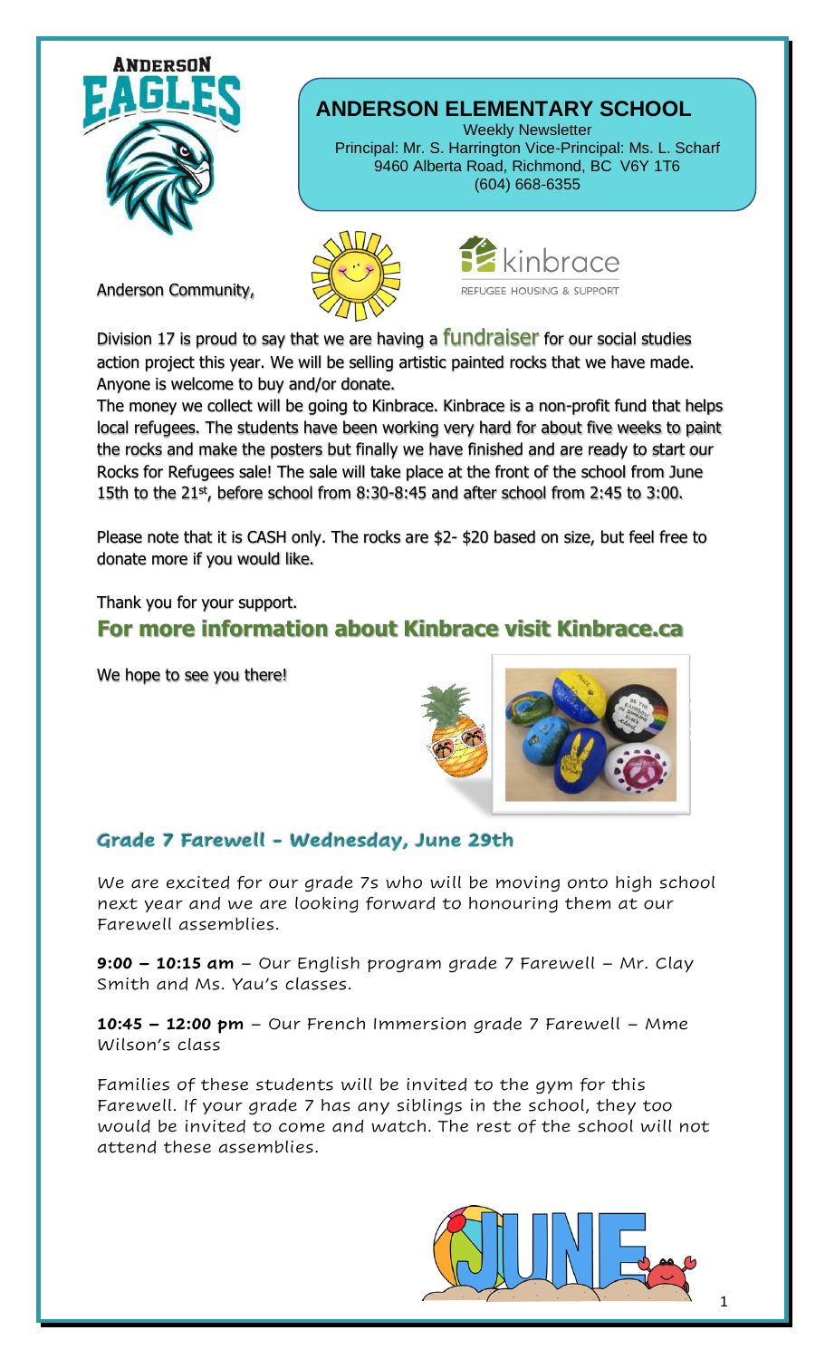ANDERSON EAGLES

# ANDERSON ELEMENTARY SCHOOL

Weekly Newsletter
Principal: Mr. S. Harrington Vice-Principal: Ms. L. Scharf
9460 Alberta Road, Richmond, BC V6Y 1T6
(604) 668-6355

kinbrace
REFUGEE HOUSING & SUPPORT

Anderson Community,

Division 17 is proud to say that we are having a fundraiser for our social studies action project this year. We will be selling artistic painted rocks that we have made. Anyone is welcome to buy and/or donate.

The money we collect will be going to Kinbrace. Kinbrace is a non-profit fund that helps local refugees. The students have been working very hard for about five weeks to paint the rocks and make the posters but finally we have finished and are ready to start our Rocks for Refugees sale! The sale will take place at the front of the school from June 15th to the 21st, before school from 8:30-8:45 and after school from 2:45 to 3:00.

Please note that it is CASH only. The rocks are $2- $20 based on size, but feel free to donate more if you would like.

Thank you for your support.

**For more information about Kinbrace visit Kinbrace.ca**

We hope to see you there!

## Grade 7 Farewell - Wednesday, June 29th

We are excited for our grade 7s who will be moving onto high school next year and we are looking forward to honouring them at our Farewell assemblies.

**9:00 – 10:15 am** – Our English program grade 7 Farewell – Mr. Clay Smith and Ms. Yau's classes.

**10:45 – 12:00 pm** – Our French Immersion grade 7 Farewell – Mme Wilson's class

Families of these students will be invited to the gym for this Farewell. If your grade 7 has any siblings in the school, they too would be invited to come and watch. The rest of the school will not attend these assemblies.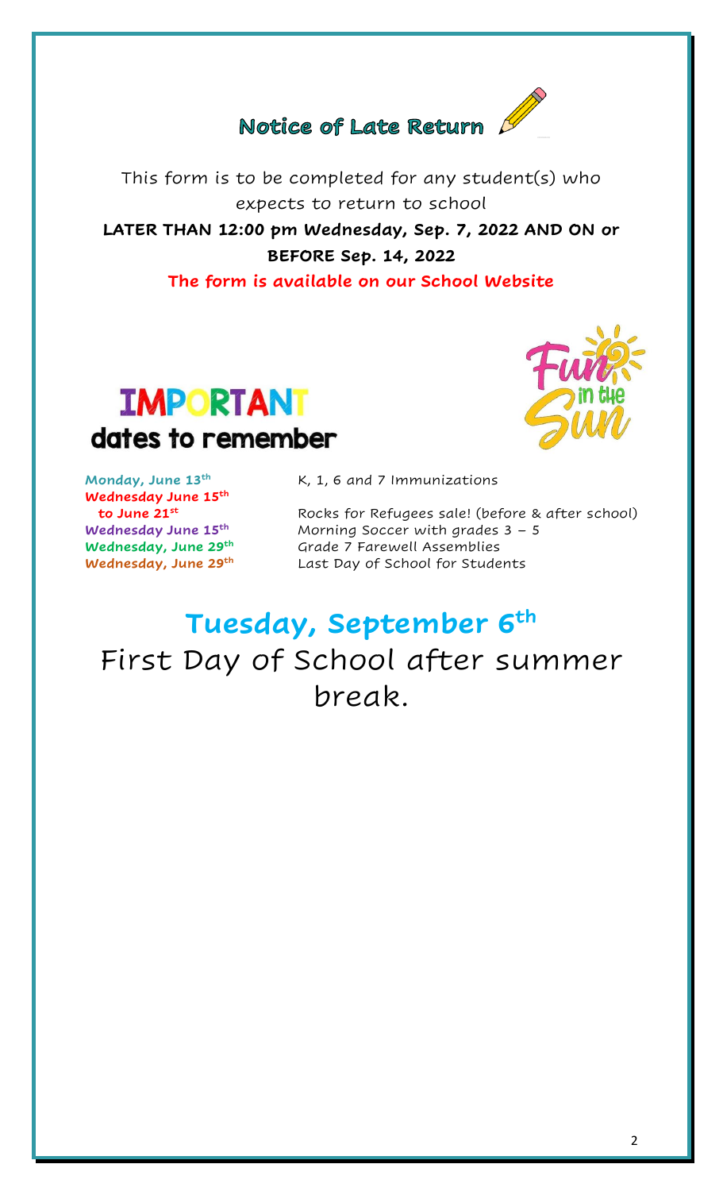## Notice of Late Return

This form is to be completed for any student(s) who expects to return to school

**LATER THAN 12:00 pm Wednesday, Sep. 7, 2022 AND ON or BEFORE Sep. 14, 2022**

**The form is available on our School Website**

Fun in the Sun

## IMPORTANT dates to remember

| | |
|---|---|
| **Monday, June 13th** | K, 1, 6 and 7 Immunizations |
| **Wednesday June 15th to June 21st** | Rocks for Refugees sale! (before & after school) |
| **Wednesday June 15th** | Morning Soccer with grades 3 – 5 |
| **Wednesday, June 29th** | Grade 7 Farewell Assemblies |
| **Wednesday, June 29th** | Last Day of School for Students |

## Tuesday, September 6th

First Day of School after summer break.